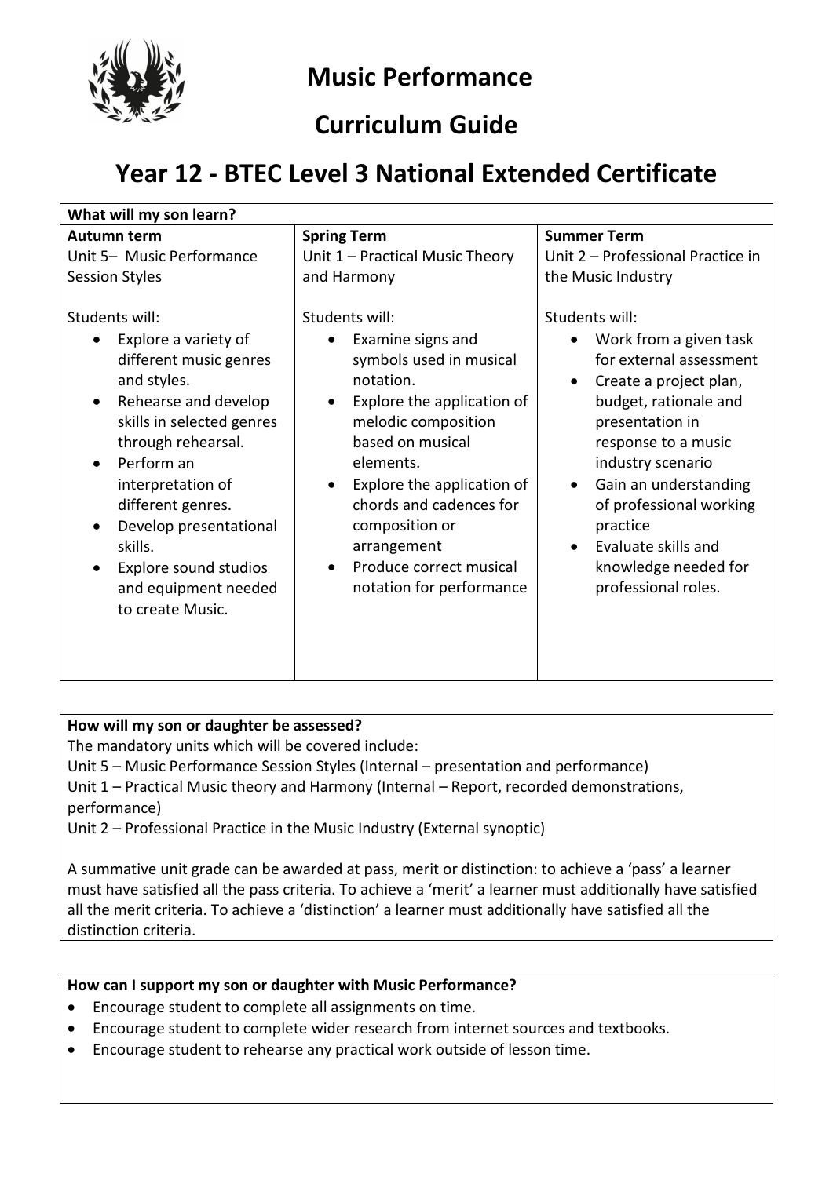# Music Performance

## Curriculum Guide

## Year 12 - BTEC Level 3 National Extended Certificate

| What will my son learn? | | |
|---|---|---|
| **Autumn term**<br>Unit 5– Music Performance Session Styles<br><br>Students will:<br>• Explore a variety of different music genres and styles.<br>• Rehearse and develop skills in selected genres through rehearsal.<br>• Perform an interpretation of different genres.<br>• Develop presentational skills.<br>• Explore sound studios and equipment needed to create Music. | **Spring Term**<br>Unit 1 – Practical Music Theory and Harmony<br><br>Students will:<br>• Examine signs and symbols used in musical notation.<br>• Explore the application of melodic composition based on musical elements.<br>• Explore the application of chords and cadences for composition or arrangement<br>• Produce correct musical notation for performance | **Summer Term**<br>Unit 2 – Professional Practice in the Music Industry<br><br>Students will:<br>• Work from a given task for external assessment<br>• Create a project plan, budget, rationale and presentation in response to a music industry scenario<br>• Gain an understanding of professional working practice<br>• Evaluate skills and knowledge needed for professional roles. |

**How will my son or daughter be assessed?**

The mandatory units which will be covered include:

Unit 5 – Music Performance Session Styles (Internal – presentation and performance)

Unit 1 – Practical Music theory and Harmony (Internal – Report, recorded demonstrations, performance)

Unit 2 – Professional Practice in the Music Industry (External synoptic)

A summative unit grade can be awarded at pass, merit or distinction: to achieve a 'pass' a learner must have satisfied all the pass criteria. To achieve a 'merit' a learner must additionally have satisfied all the merit criteria. To achieve a 'distinction' a learner must additionally have satisfied all the distinction criteria.

**How can I support my son or daughter with Music Performance?**

- Encourage student to complete all assignments on time.
- Encourage student to complete wider research from internet sources and textbooks.
- Encourage student to rehearse any practical work outside of lesson time.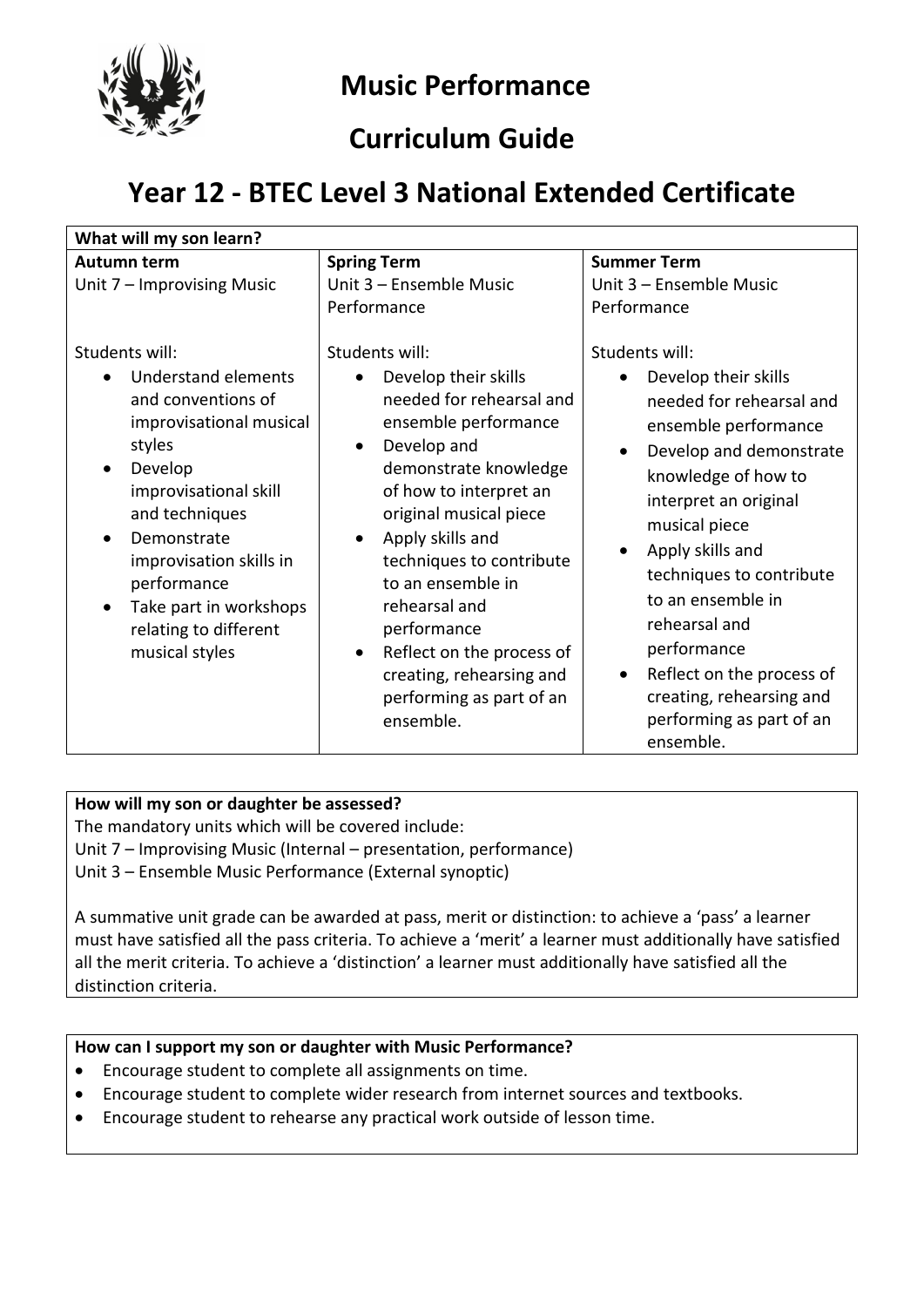# Music Performance

# Curriculum Guide

# Year 12 - BTEC Level 3 National Extended Certificate

| What will my son learn? | | |
|---|---|---|
| **Autumn term**<br>Unit 7 – Improvising Music<br><br>Students will:<br>• Understand elements and conventions of improvisational musical styles<br>• Develop improvisational skill and techniques<br>• Demonstrate improvisation skills in performance<br>• Take part in workshops relating to different musical styles | **Spring Term**<br>Unit 3 – Ensemble Music Performance<br><br>Students will:<br>• Develop their skills needed for rehearsal and ensemble performance<br>• Develop and demonstrate knowledge of how to interpret an original musical piece<br>• Apply skills and techniques to contribute to an ensemble in rehearsal and performance<br>• Reflect on the process of creating, rehearsing and performing as part of an ensemble. | **Summer Term**<br>Unit 3 – Ensemble Music Performance<br><br>Students will:<br>• Develop their skills needed for rehearsal and ensemble performance<br>• Develop and demonstrate knowledge of how to interpret an original musical piece<br>• Apply skills and techniques to contribute to an ensemble in rehearsal and performance<br>• Reflect on the process of creating, rehearsing and performing as part of an ensemble. |

**How will my son or daughter be assessed?**

The mandatory units which will be covered include:
Unit 7 – Improvising Music (Internal – presentation, performance)
Unit 3 – Ensemble Music Performance (External synoptic)

A summative unit grade can be awarded at pass, merit or distinction: to achieve a 'pass' a learner must have satisfied all the pass criteria. To achieve a 'merit' a learner must additionally have satisfied all the merit criteria. To achieve a 'distinction' a learner must additionally have satisfied all the distinction criteria.

**How can I support my son or daughter with Music Performance?**

- Encourage student to complete all assignments on time.
- Encourage student to complete wider research from internet sources and textbooks.
- Encourage student to rehearse any practical work outside of lesson time.